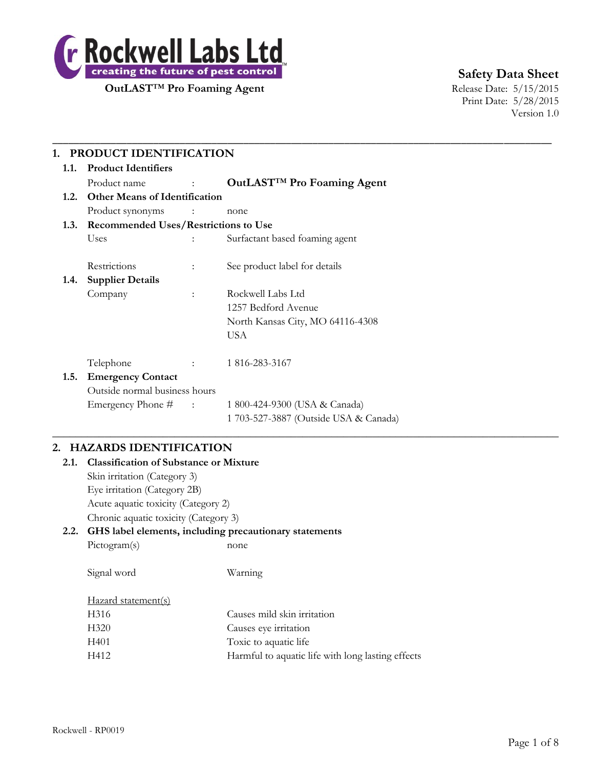Rockwell Labs Ltd
creating the future of pest control

**OutLAST™ Pro Foaming Agent**

**Safety Data Sheet**
Release Date: 5/15/2015
Print Date: 5/28/2015
Version 1.0

## 1. PRODUCT IDENTIFICATION

### 1.1. Product Identifiers

Product name : **OutLAST™ Pro Foaming Agent**

### 1.2. Other Means of Identification

Product synonyms : none

### 1.3. Recommended Uses/Restrictions to Use

Uses : Surfactant based foaming agent

Restrictions : See product label for details

### 1.4. Supplier Details

Company : Rockwell Labs Ltd
1257 Bedford Avenue
North Kansas City, MO 64116-4308
USA

Telephone : 1 816-283-3167

### 1.5. Emergency Contact

Outside normal business hours

Emergency Phone # : 1 800-424-9300 (USA & Canada)
1 703-527-3887 (Outside USA & Canada)

## 2. HAZARDS IDENTIFICATION

### 2.1. Classification of Substance or Mixture

Skin irritation (Category 3)
Eye irritation (Category 2B)
Acute aquatic toxicity (Category 2)
Chronic aquatic toxicity (Category 3)

### 2.2. GHS label elements, including precautionary statements

Pictogram(s) none

Signal word Warning

Hazard statement(s)

| | |
|---|---|
| H316 | Causes mild skin irritation |
| H320 | Causes eye irritation |
| H401 | Toxic to aquatic life |
| H412 | Harmful to aquatic life with long lasting effects |

Rockwell - RP0019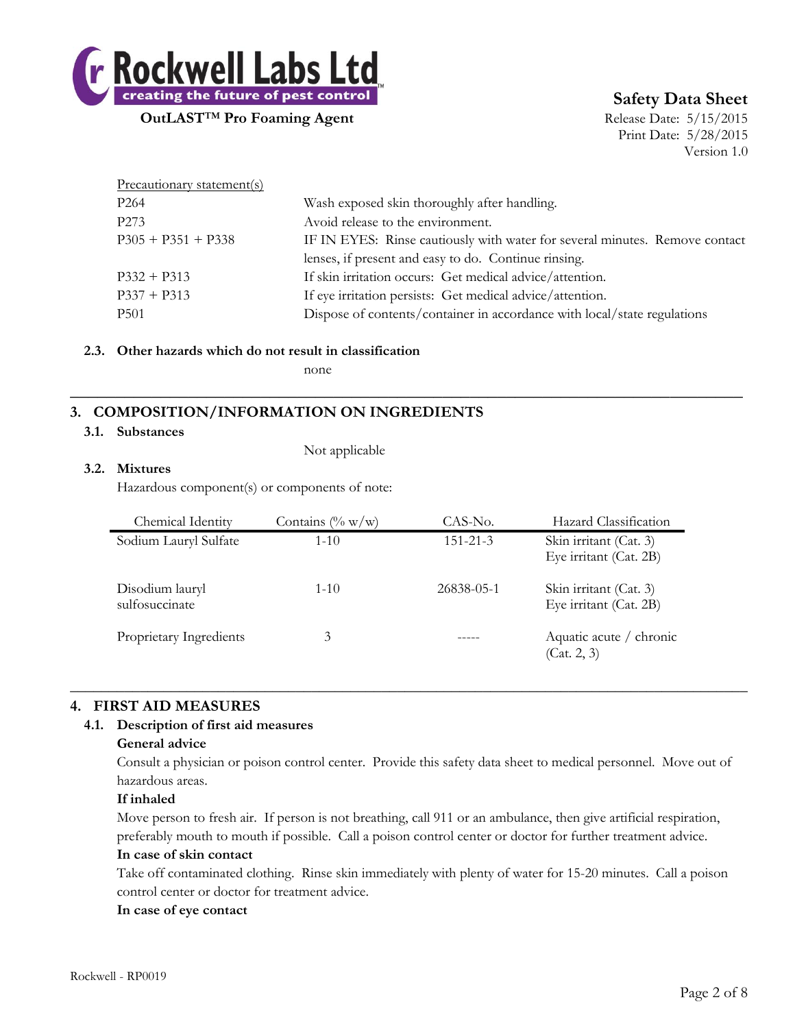Precautionary statement(s)

| | |
|---|---|
| P264 | Wash exposed skin thoroughly after handling. |
| P273 | Avoid release to the environment. |
| P305 + P351 + P338 | IF IN EYES: Rinse cautiously with water for several minutes. Remove contact lenses, if present and easy to do. Continue rinsing. |
| P332 + P313 | If skin irritation occurs: Get medical advice/attention. |
| P337 + P313 | If eye irritation persists: Get medical advice/attention. |
| P501 | Dispose of contents/container in accordance with local/state regulations |

### 2.3. Other hazards which do not result in classification

none

## 3. COMPOSITION/INFORMATION ON INGREDIENTS

### 3.1. Substances

Not applicable

### 3.2. Mixtures

Hazardous component(s) or components of note:

| Chemical Identity | Contains (% w/w) | CAS-No. | Hazard Classification |
|---|---|---|---|
| Sodium Lauryl Sulfate | 1-10 | 151-21-3 | Skin irritant (Cat. 3)<br>Eye irritant (Cat. 2B) |
| Disodium lauryl sulfosuccinate | 1-10 | 26838-05-1 | Skin irritant (Cat. 3)<br>Eye irritant (Cat. 2B) |
| Proprietary Ingredients | 3 | ----- | Aquatic acute / chronic (Cat. 2, 3) |

## 4. FIRST AID MEASURES

### 4.1. Description of first aid measures

**General advice**

Consult a physician or poison control center. Provide this safety data sheet to medical personnel. Move out of hazardous areas.

**If inhaled**

Move person to fresh air. If person is not breathing, call 911 or an ambulance, then give artificial respiration, preferably mouth to mouth if possible. Call a poison control center or doctor for further treatment advice.

**In case of skin contact**

Take off contaminated clothing. Rinse skin immediately with plenty of water for 15-20 minutes. Call a poison control center or doctor for treatment advice.

**In case of eye contact**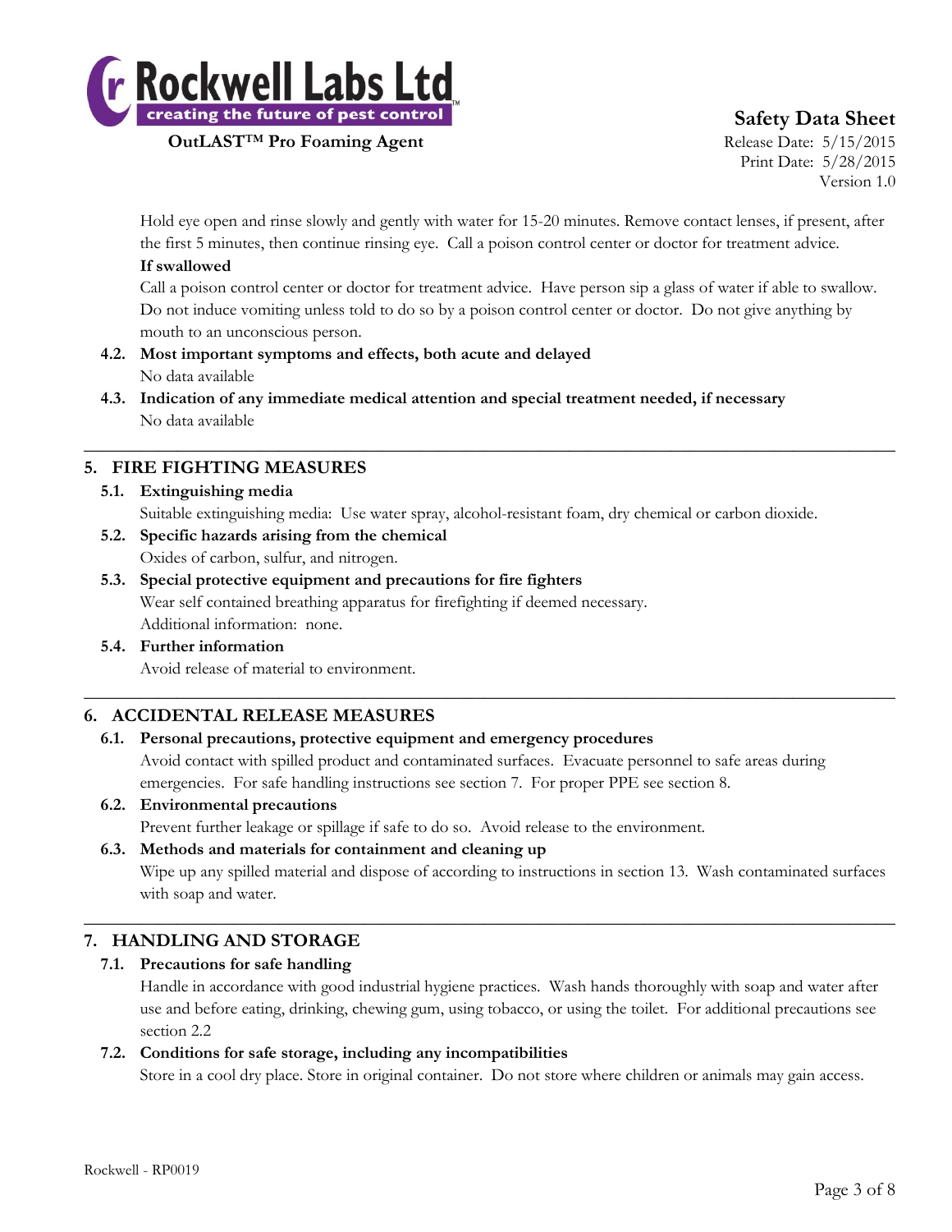Hold eye open and rinse slowly and gently with water for 15-20 minutes. Remove contact lenses, if present, after the first 5 minutes, then continue rinsing eye. Call a poison control center or doctor for treatment advice.

**If swallowed**

Call a poison control center or doctor for treatment advice. Have person sip a glass of water if able to swallow. Do not induce vomiting unless told to do so by a poison control center or doctor. Do not give anything by mouth to an unconscious person.

**4.2. Most important symptoms and effects, both acute and delayed**

No data available

**4.3. Indication of any immediate medical attention and special treatment needed, if necessary**

No data available

## 5. FIRE FIGHTING MEASURES

**5.1. Extinguishing media**

Suitable extinguishing media: Use water spray, alcohol-resistant foam, dry chemical or carbon dioxide.

**5.2. Specific hazards arising from the chemical**

Oxides of carbon, sulfur, and nitrogen.

**5.3. Special protective equipment and precautions for fire fighters**

Wear self contained breathing apparatus for firefighting if deemed necessary.

Additional information: none.

**5.4. Further information**

Avoid release of material to environment.

## 6. ACCIDENTAL RELEASE MEASURES

**6.1. Personal precautions, protective equipment and emergency procedures**

Avoid contact with spilled product and contaminated surfaces. Evacuate personnel to safe areas during emergencies. For safe handling instructions see section 7. For proper PPE see section 8.

**6.2. Environmental precautions**

Prevent further leakage or spillage if safe to do so. Avoid release to the environment.

**6.3. Methods and materials for containment and cleaning up**

Wipe up any spilled material and dispose of according to instructions in section 13. Wash contaminated surfaces with soap and water.

## 7. HANDLING AND STORAGE

**7.1. Precautions for safe handling**

Handle in accordance with good industrial hygiene practices. Wash hands thoroughly with soap and water after use and before eating, drinking, chewing gum, using tobacco, or using the toilet. For additional precautions see section 2.2

**7.2. Conditions for safe storage, including any incompatibilities**

Store in a cool dry place. Store in original container. Do not store where children or animals may gain access.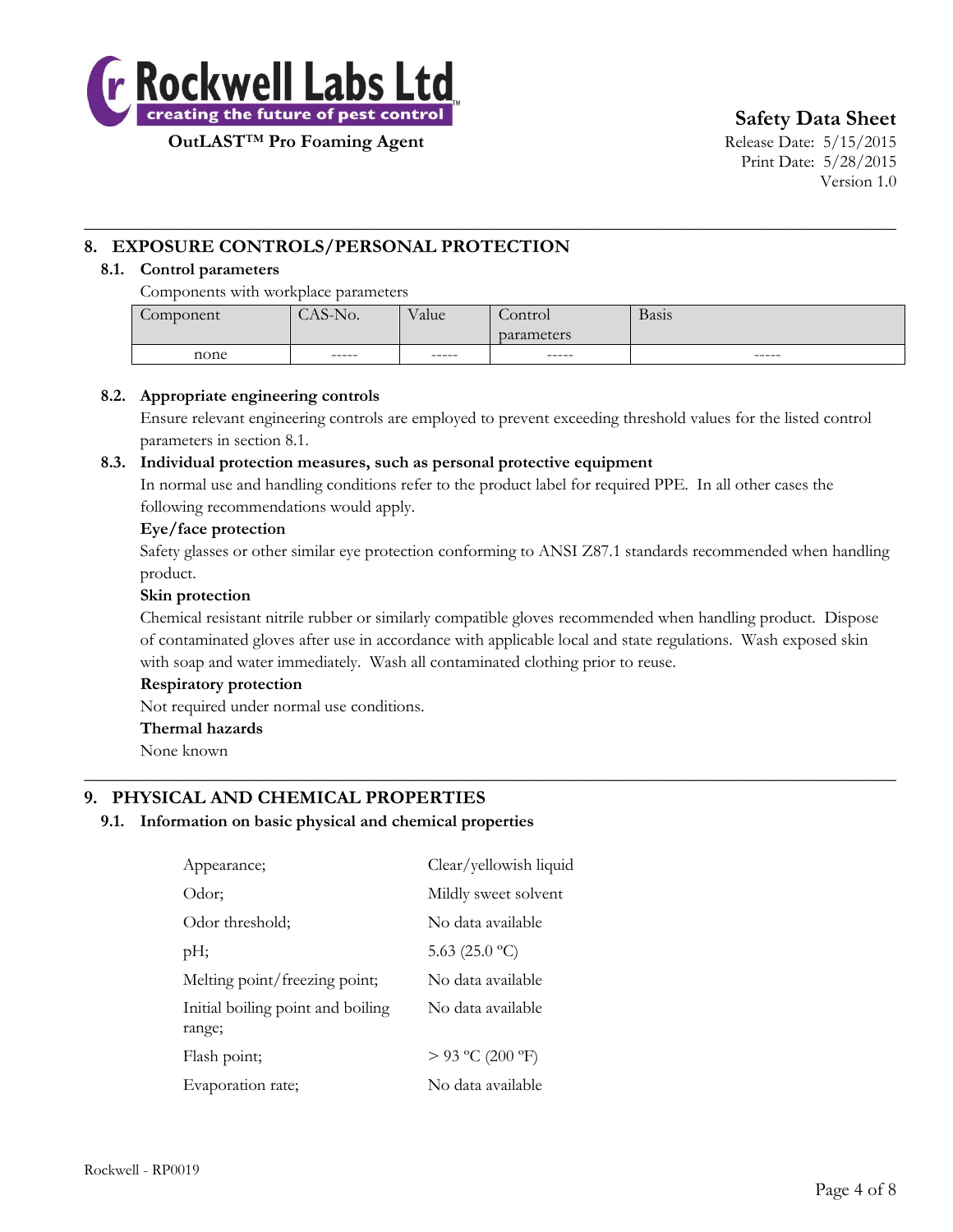## 8. EXPOSURE CONTROLS/PERSONAL PROTECTION

### 8.1. Control parameters

Components with workplace parameters

| Component | CAS-No. | Value | Control parameters | Basis |
|---|---|---|---|---|
| none | ----- | ----- | ----- | ----- |

### 8.2. Appropriate engineering controls

Ensure relevant engineering controls are employed to prevent exceeding threshold values for the listed control parameters in section 8.1.

### 8.3. Individual protection measures, such as personal protective equipment

In normal use and handling conditions refer to the product label for required PPE. In all other cases the following recommendations would apply.

**Eye/face protection**

Safety glasses or other similar eye protection conforming to ANSI Z87.1 standards recommended when handling product.

**Skin protection**

Chemical resistant nitrile rubber or similarly compatible gloves recommended when handling product. Dispose of contaminated gloves after use in accordance with applicable local and state regulations. Wash exposed skin with soap and water immediately. Wash all contaminated clothing prior to reuse.

**Respiratory protection**

Not required under normal use conditions.

**Thermal hazards**

None known

## 9. PHYSICAL AND CHEMICAL PROPERTIES

### 9.1. Information on basic physical and chemical properties

| | |
|---|---|
| Appearance; | Clear/yellowish liquid |
| Odor; | Mildly sweet solvent |
| Odor threshold; | No data available |
| pH; | 5.63 (25.0 ºC) |
| Melting point/freezing point; | No data available |
| Initial boiling point and boiling range; | No data available |
| Flash point; | > 93 ºC (200 ºF) |
| Evaporation rate; | No data available |

Rockwell - RP0019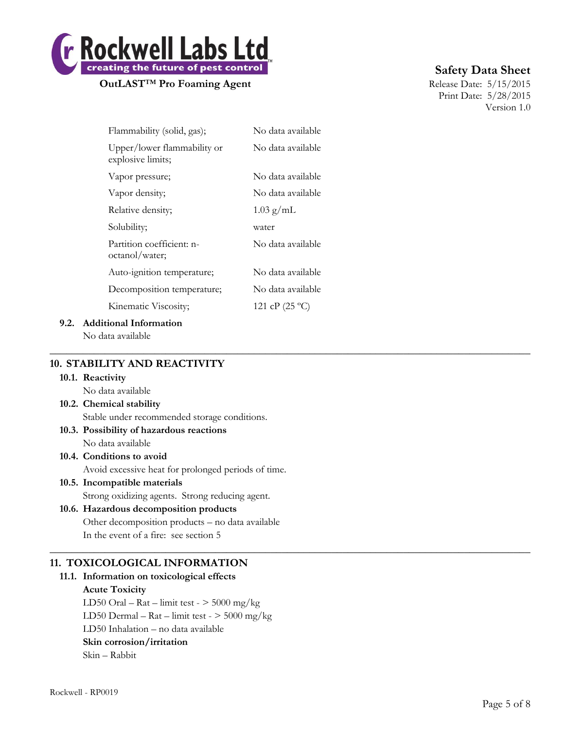| | |
|---|---|
| Flammability (solid, gas); | No data available |
| Upper/lower flammability or explosive limits; | No data available |
| Vapor pressure; | No data available |
| Vapor density; | No data available |
| Relative density; | 1.03 g/mL |
| Solubility; | water |
| Partition coefficient: n-octanol/water; | No data available |
| Auto-ignition temperature; | No data available |
| Decomposition temperature; | No data available |
| Kinematic Viscosity; | 121 cP (25 ºC) |

**9.2. Additional Information**

No data available

## 10. STABILITY AND REACTIVITY

**10.1. Reactivity**

No data available

**10.2. Chemical stability**

Stable under recommended storage conditions.

**10.3. Possibility of hazardous reactions**

No data available

**10.4. Conditions to avoid**

Avoid excessive heat for prolonged periods of time.

**10.5. Incompatible materials**

Strong oxidizing agents. Strong reducing agent.

**10.6. Hazardous decomposition products**

Other decomposition products – no data available

In the event of a fire: see section 5

## 11. TOXICOLOGICAL INFORMATION

**11.1. Information on toxicological effects**

**Acute Toxicity**

LD50 Oral – Rat – limit test - > 5000 mg/kg

LD50 Dermal – Rat – limit test - > 5000 mg/kg

LD50 Inhalation – no data available

**Skin corrosion/irritation**

Skin – Rabbit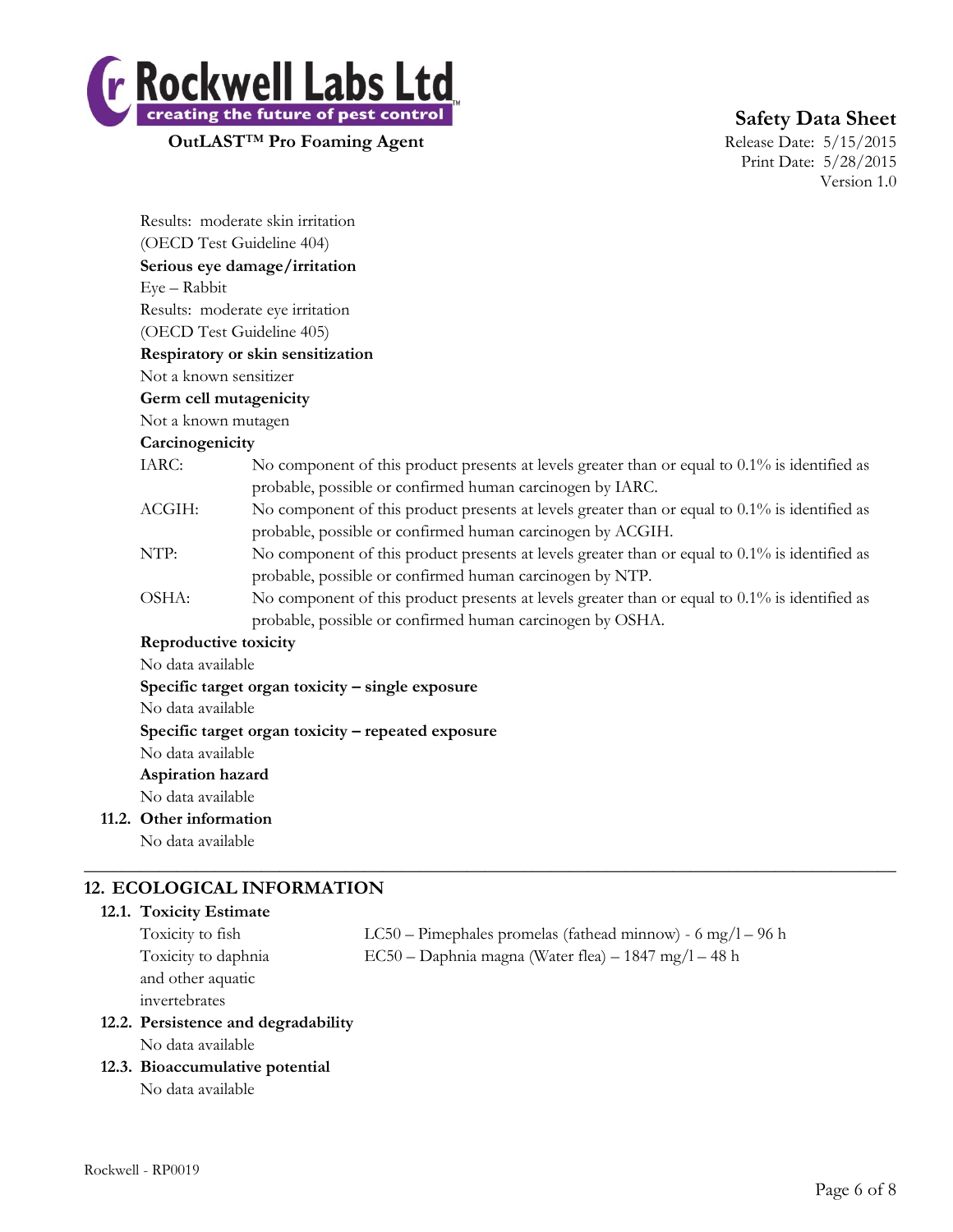Results: moderate skin irritation
(OECD Test Guideline 404)

**Serious eye damage/irritation**

Eye – Rabbit
Results: moderate eye irritation
(OECD Test Guideline 405)

**Respiratory or skin sensitization**

Not a known sensitizer

**Germ cell mutagenicity**

Not a known mutagen

**Carcinogenicity**

| | |
|---|---|
| IARC: | No component of this product presents at levels greater than or equal to 0.1% is identified as probable, possible or confirmed human carcinogen by IARC. |
| ACGIH: | No component of this product presents at levels greater than or equal to 0.1% is identified as probable, possible or confirmed human carcinogen by ACGIH. |
| NTP: | No component of this product presents at levels greater than or equal to 0.1% is identified as probable, possible or confirmed human carcinogen by NTP. |
| OSHA: | No component of this product presents at levels greater than or equal to 0.1% is identified as probable, possible or confirmed human carcinogen by OSHA. |

**Reproductive toxicity**

No data available

**Specific target organ toxicity – single exposure**

No data available

**Specific target organ toxicity – repeated exposure**

No data available

**Aspiration hazard**

No data available

### 11.2. Other information

No data available

## 12. ECOLOGICAL INFORMATION

### 12.1. Toxicity Estimate

| | |
|---|---|
| Toxicity to fish | LC50 – Pimephales promelas (fathead minnow) - 6 mg/l – 96 h |
| Toxicity to daphnia and other aquatic invertebrates | EC50 – Daphnia magna (Water flea) – 1847 mg/l – 48 h |

### 12.2. Persistence and degradability

No data available

### 12.3. Bioaccumulative potential

No data available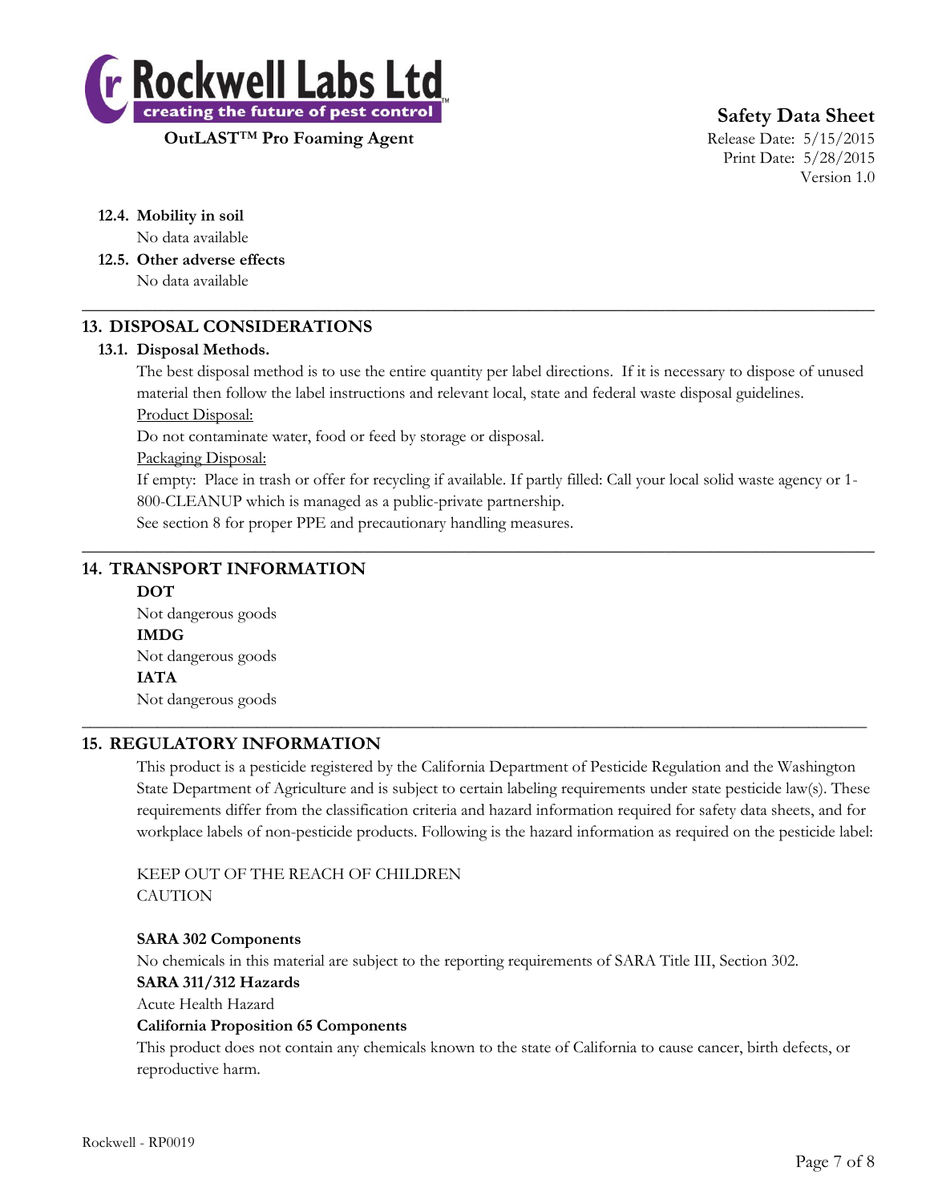**12.4. Mobility in soil**

No data available

**12.5. Other adverse effects**

No data available

## 13. DISPOSAL CONSIDERATIONS

**13.1. Disposal Methods.**

The best disposal method is to use the entire quantity per label directions. If it is necessary to dispose of unused material then follow the label instructions and relevant local, state and federal waste disposal guidelines.

Product Disposal:

Do not contaminate water, food or feed by storage or disposal.

Packaging Disposal:

If empty: Place in trash or offer for recycling if available. If partly filled: Call your local solid waste agency or 1-800-CLEANUP which is managed as a public-private partnership.

See section 8 for proper PPE and precautionary handling measures.

## 14. TRANSPORT INFORMATION

**DOT**

Not dangerous goods

**IMDG**

Not dangerous goods

**IATA**

Not dangerous goods

## 15. REGULATORY INFORMATION

This product is a pesticide registered by the California Department of Pesticide Regulation and the Washington State Department of Agriculture and is subject to certain labeling requirements under state pesticide law(s). These requirements differ from the classification criteria and hazard information required for safety data sheets, and for workplace labels of non-pesticide products. Following is the hazard information as required on the pesticide label:

KEEP OUT OF THE REACH OF CHILDREN
CAUTION

**SARA 302 Components**

No chemicals in this material are subject to the reporting requirements of SARA Title III, Section 302.

**SARA 311/312 Hazards**

Acute Health Hazard

**California Proposition 65 Components**

This product does not contain any chemicals known to the state of California to cause cancer, birth defects, or reproductive harm.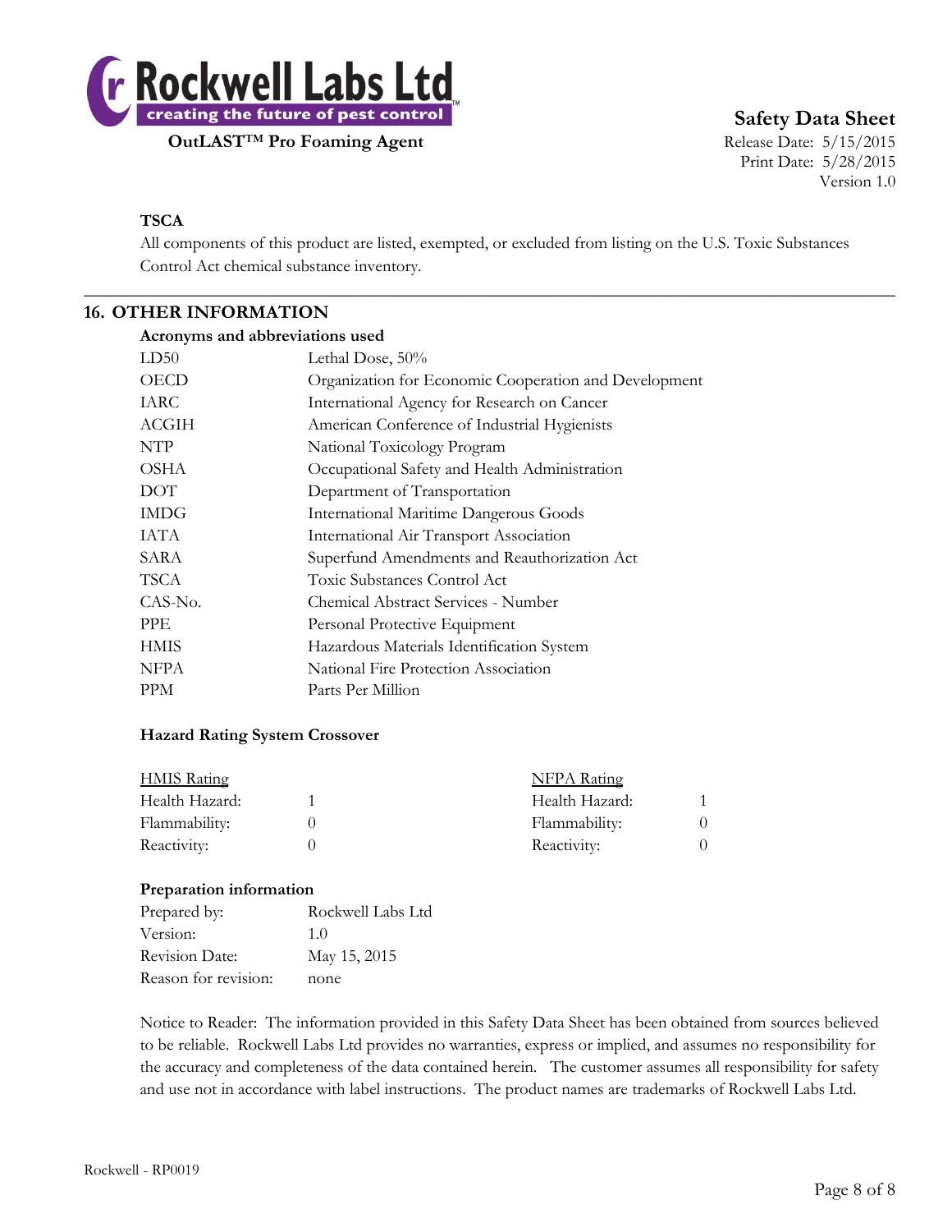### TSCA

All components of this product are listed, exempted, or excluded from listing on the U.S. Toxic Substances Control Act chemical substance inventory.

## 16. OTHER INFORMATION

**Acronyms and abbreviations used**

| | |
|---|---|
| LD50 | Lethal Dose, 50% |
| OECD | Organization for Economic Cooperation and Development |
| IARC | International Agency for Research on Cancer |
| ACGIH | American Conference of Industrial Hygienists |
| NTP | National Toxicology Program |
| OSHA | Occupational Safety and Health Administration |
| DOT | Department of Transportation |
| IMDG | International Maritime Dangerous Goods |
| IATA | International Air Transport Association |
| SARA | Superfund Amendments and Reauthorization Act |
| TSCA | Toxic Substances Control Act |
| CAS-No. | Chemical Abstract Services - Number |
| PPE | Personal Protective Equipment |
| HMIS | Hazardous Materials Identification System |
| NFPA | National Fire Protection Association |
| PPM | Parts Per Million |

**Hazard Rating System Crossover**

| HMIS Rating | | NFPA Rating | |
|---|---|---|---|
| Health Hazard: | 1 | Health Hazard: | 1 |
| Flammability: | 0 | Flammability: | 0 |
| Reactivity: | 0 | Reactivity: | 0 |

**Preparation information**

| | |
|---|---|
| Prepared by: | Rockwell Labs Ltd |
| Version: | 1.0 |
| Revision Date: | May 15, 2015 |
| Reason for revision: | none |

Notice to Reader: The information provided in this Safety Data Sheet has been obtained from sources believed to be reliable. Rockwell Labs Ltd provides no warranties, express or implied, and assumes no responsibility for the accuracy and completeness of the data contained herein. The customer assumes all responsibility for safety and use not in accordance with label instructions. The product names are trademarks of Rockwell Labs Ltd.